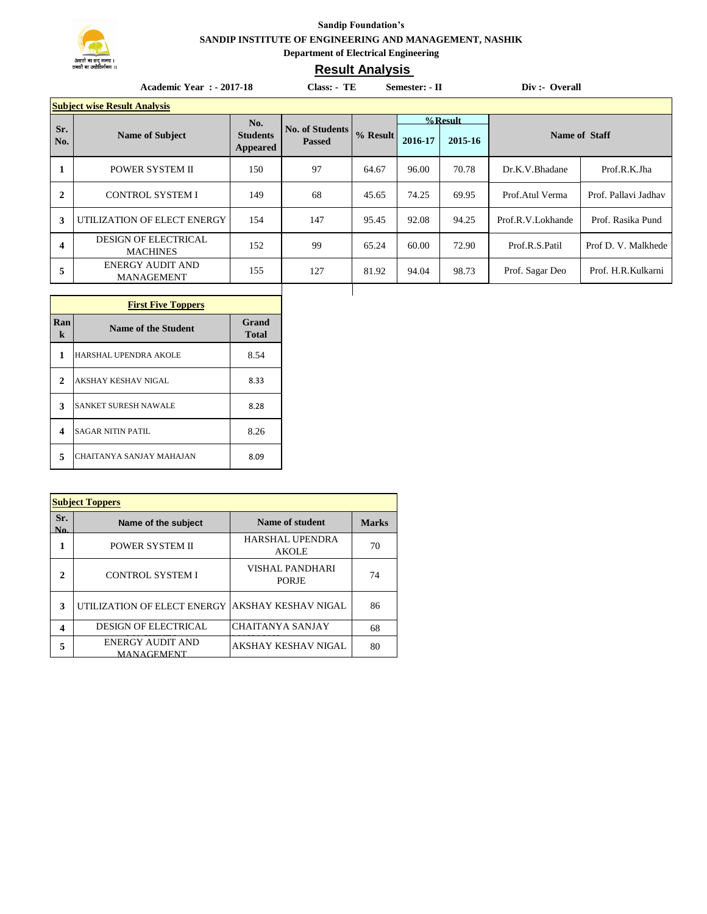Sandip Foundation's

**SANDIP INSTITUTE OF ENGINEERING AND MANAGEMENT, NASHIK**

**Department of Electrical Engineering**

# Result Analysis

**Academic Year : - 2017-18** **Class: - TE** **Semester: - II** **Div :- Overall**

## Subject wise Result Analysis

| Sr. No. | Name of Subject | No. Students Appeared | No. of Students Passed | % Result | %Result | | Name of Staff | |
|---|---|---|---|---|---|---|---|---|
| | | | | | 2016-17 | 2015-16 | | |
| 1 | POWER SYSTEM II | 150 | 97 | 64.67 | 96.00 | 70.78 | Dr.K.V.Bhadane | Prof.R.K.Jha |
| 2 | CONTROL SYSTEM I | 149 | 68 | 45.65 | 74.25 | 69.95 | Prof.Atul Verma | Prof. Pallavi Jadhav |
| 3 | UTILIZATION OF ELECT ENERGY | 154 | 147 | 95.45 | 92.08 | 94.25 | Prof.R.V.Lokhande | Prof. Rasika Pund |
| 4 | DESIGN OF ELECTRICAL MACHINES | 152 | 99 | 65.24 | 60.00 | 72.90 | Prof.R.S.Patil | Prof D. V. Malkhede |
| 5 | ENERGY AUDIT AND MANAGEMENT | 155 | 127 | 81.92 | 94.04 | 98.73 | Prof. Sagar Deo | Prof. H.R.Kulkarni |

## First Five Toppers

| Rank | Name of the Student | Grand Total |
|---|---|---|
| 1 | HARSHAL UPENDRA AKOLE | 8.54 |
| 2 | AKSHAY KESHAV NIGAL | 8.33 |
| 3 | SANKET SURESH NAWALE | 8.28 |
| 4 | SAGAR NITIN PATIL | 8.26 |
| 5 | CHAITANYA SANJAY MAHAJAN | 8.09 |

## Subject Toppers

| Sr. No. | Name of the subject | Name of student | Marks |
|---|---|---|---|
| 1 | POWER SYSTEM II | HARSHAL UPENDRA AKOLE | 70 |
| 2 | CONTROL SYSTEM I | VISHAL PANDHARI PORJE | 74 |
| 3 | UTILIZATION OF ELECT ENERGY | AKSHAY KESHAV NIGAL | 86 |
| 4 | DESIGN OF ELECTRICAL MACHINES | CHAITANYA SANJAY MAHAJAN | 68 |
| 5 | ENERGY AUDIT AND MANAGEMENT | AKSHAY KESHAV NIGAL | 80 |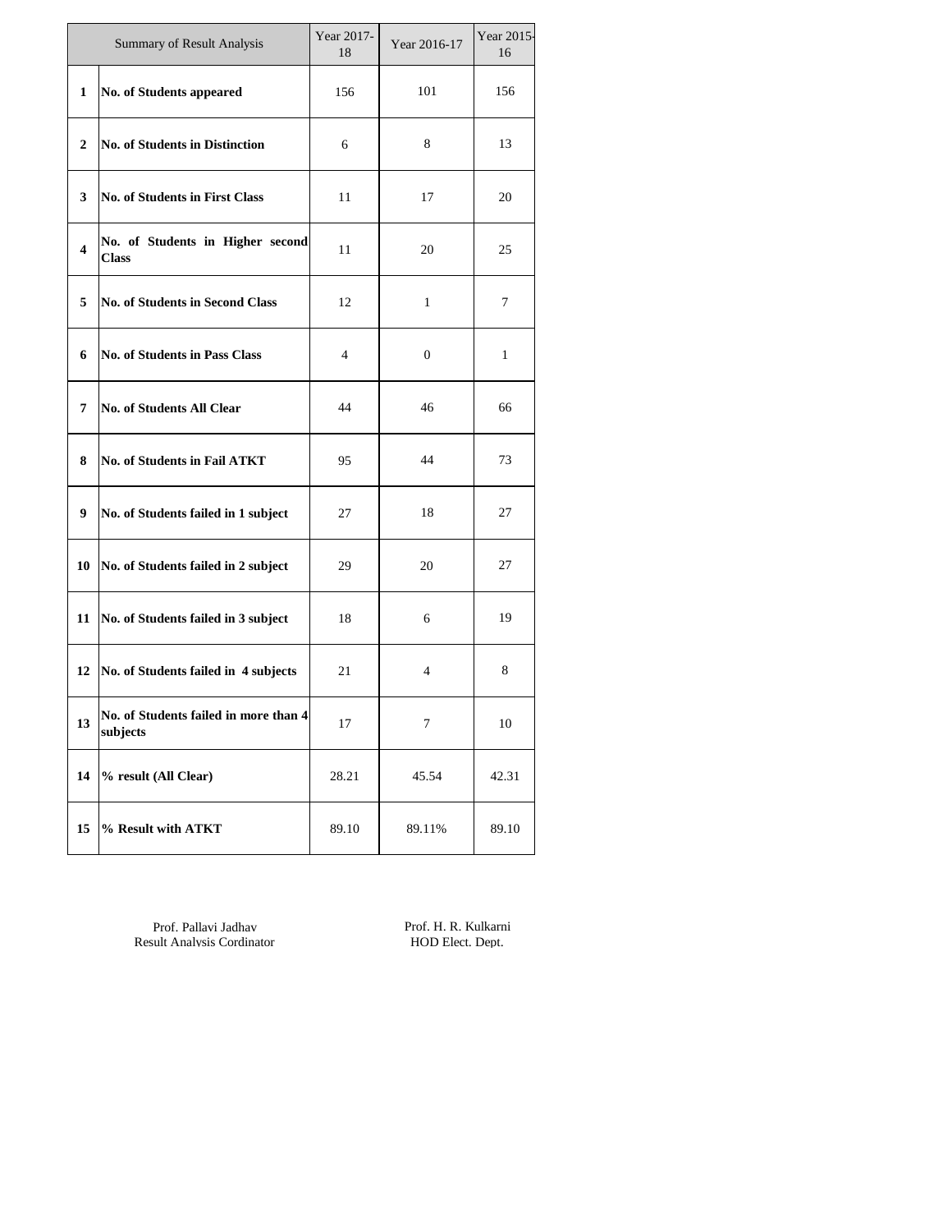| Summary of Result Analysis | | Year 2017-18 | Year 2016-17 | Year 2015-16 |
|---|---|---|---|---|
| **1** | **No. of Students appeared** | 156 | 101 | 156 |
| **2** | **No. of Students in Distinction** | 6 | 8 | 13 |
| **3** | **No. of Students in First Class** | 11 | 17 | 20 |
| **4** | **No. of Students in Higher second Class** | 11 | 20 | 25 |
| **5** | **No. of Students in Second Class** | 12 | 1 | 7 |
| **6** | **No. of Students in Pass Class** | 4 | 0 | 1 |
| **7** | **No. of Students All Clear** | 44 | 46 | 66 |
| **8** | **No. of Students in Fail ATKT** | 95 | 44 | 73 |
| **9** | **No. of Students failed in 1 subject** | 27 | 18 | 27 |
| **10** | **No. of Students failed in 2 subject** | 29 | 20 | 27 |
| **11** | **No. of Students failed in 3 subject** | 18 | 6 | 19 |
| **12** | **No. of Students failed in 4 subjects** | 21 | 4 | 8 |
| **13** | **No. of Students failed in more than 4 subjects** | 17 | 7 | 10 |
| **14** | **% result (All Clear)** | 28.21 | 45.54 | 42.31 |
| **15** | **% Result with ATKT** | 89.10 | 89.11% | 89.10 |

Prof. Pallavi Jadhav
Result Analysis Cordinator

Prof. H. R. Kulkarni
HOD Elect. Dept.